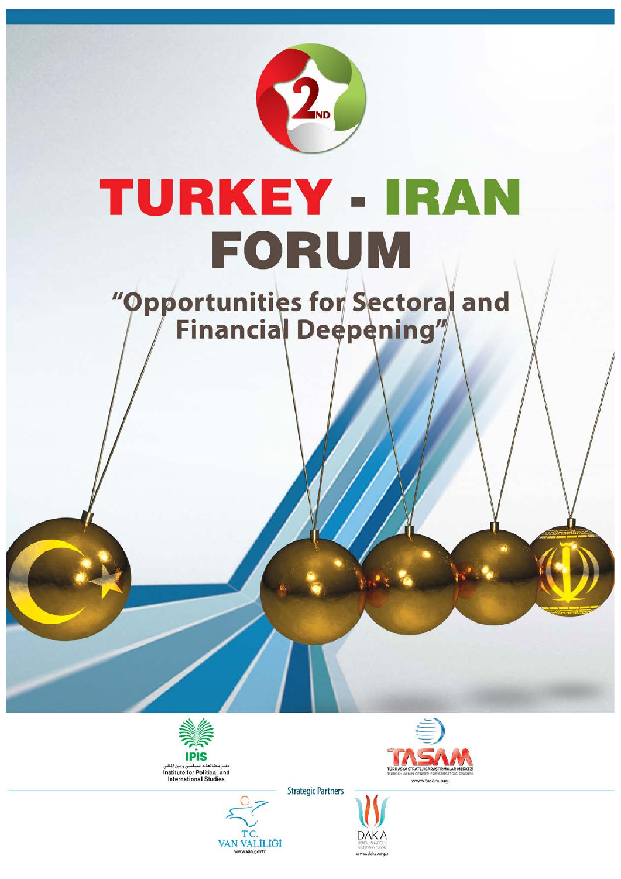2ND

# TURKEY - IRAN FORUM

## "Opportunities for Sectoral and Financial Deepening"

دفتر مطالعات سیاسی و بین المللی
IPIS
Institute for Political and International Studies

TASAM
TÜRK ASYA STRATEJİK ARAŞTIRMALAR MERKEZİ
TURKISH ASIAN CENTER FOR STRATEGIC STUDIES
www.tasam.org

Strategic Partners

T.C.
VAN VALİLİĞİ
www.van.gov.tr

DAKA
DOĞU ANADOLU KALKINMA AJANSI
www.daka.org.tr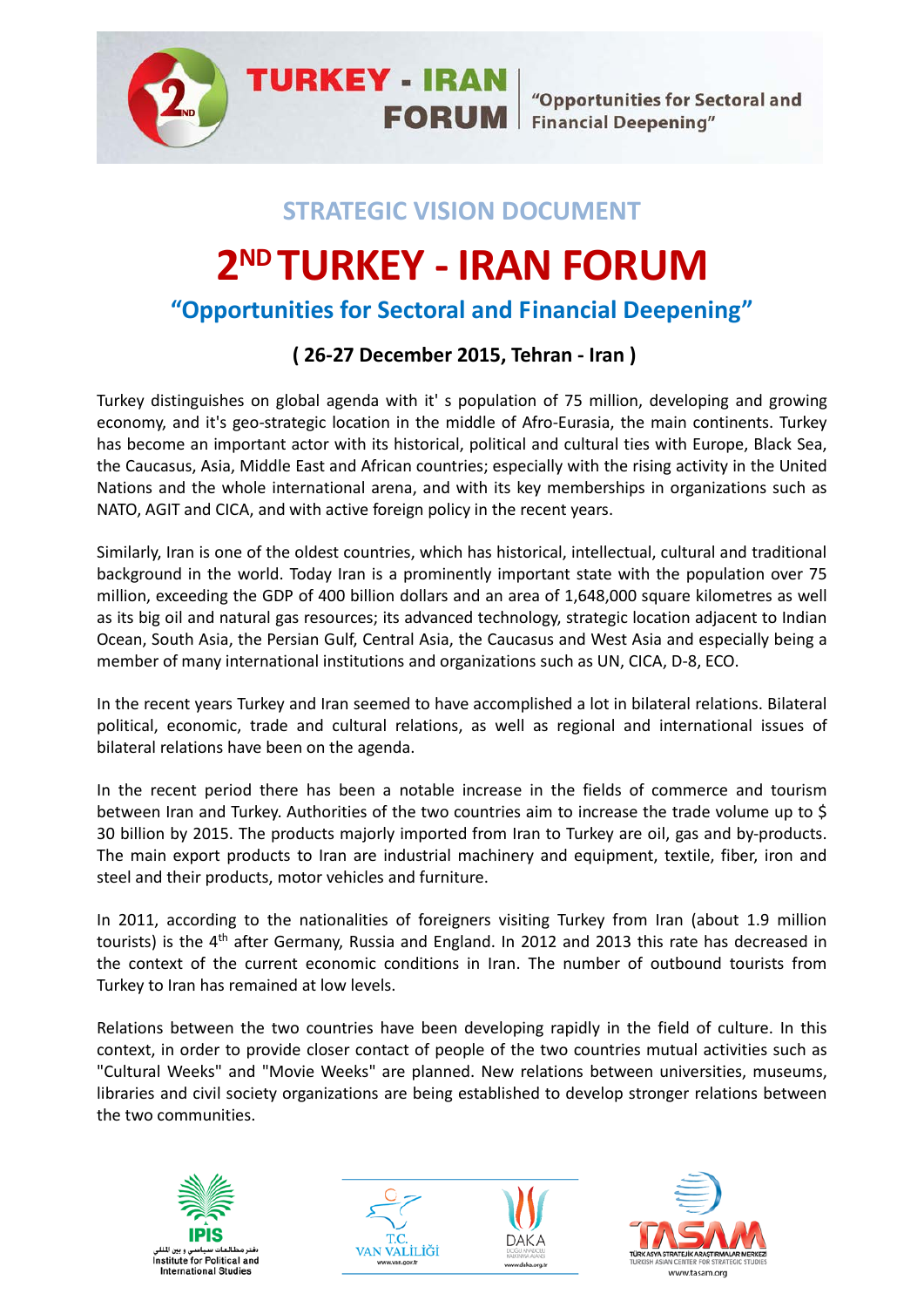## STRATEGIC VISION DOCUMENT

# 2ND TURKEY - IRAN FORUM

## "Opportunities for Sectoral and Financial Deepening"

### ( 26-27 December 2015, Tehran - Iran )

Turkey distinguishes on global agenda with it' s population of 75 million, developing and growing economy, and it's geo-strategic location in the middle of Afro-Eurasia, the main continents. Turkey has become an important actor with its historical, political and cultural ties with Europe, Black Sea, the Caucasus, Asia, Middle East and African countries; especially with the rising activity in the United Nations and the whole international arena, and with its key memberships in organizations such as NATO, AGIT and CICA, and with active foreign policy in the recent years.

Similarly, Iran is one of the oldest countries, which has historical, intellectual, cultural and traditional background in the world. Today Iran is a prominently important state with the population over 75 million, exceeding the GDP of 400 billion dollars and an area of 1,648,000 square kilometres as well as its big oil and natural gas resources; its advanced technology, strategic location adjacent to Indian Ocean, South Asia, the Persian Gulf, Central Asia, the Caucasus and West Asia and especially being a member of many international institutions and organizations such as UN, CICA, D-8, ECO.

In the recent years Turkey and Iran seemed to have accomplished a lot in bilateral relations. Bilateral political, economic, trade and cultural relations, as well as regional and international issues of bilateral relations have been on the agenda.

In the recent period there has been a notable increase in the fields of commerce and tourism between Iran and Turkey. Authorities of the two countries aim to increase the trade volume up to $ 30 billion by 2015. The products majorly imported from Iran to Turkey are oil, gas and by-products. The main export products to Iran are industrial machinery and equipment, textile, fiber, iron and steel and their products, motor vehicles and furniture.

In 2011, according to the nationalities of foreigners visiting Turkey from Iran (about 1.9 million tourists) is the 4th after Germany, Russia and England. In 2012 and 2013 this rate has decreased in the context of the current economic conditions in Iran. The number of outbound tourists from Turkey to Iran has remained at low levels.

Relations between the two countries have been developing rapidly in the field of culture. In this context, in order to provide closer contact of people of the two countries mutual activities such as "Cultural Weeks" and "Movie Weeks" are planned. New relations between universities, museums, libraries and civil society organizations are being established to develop stronger relations between the two communities.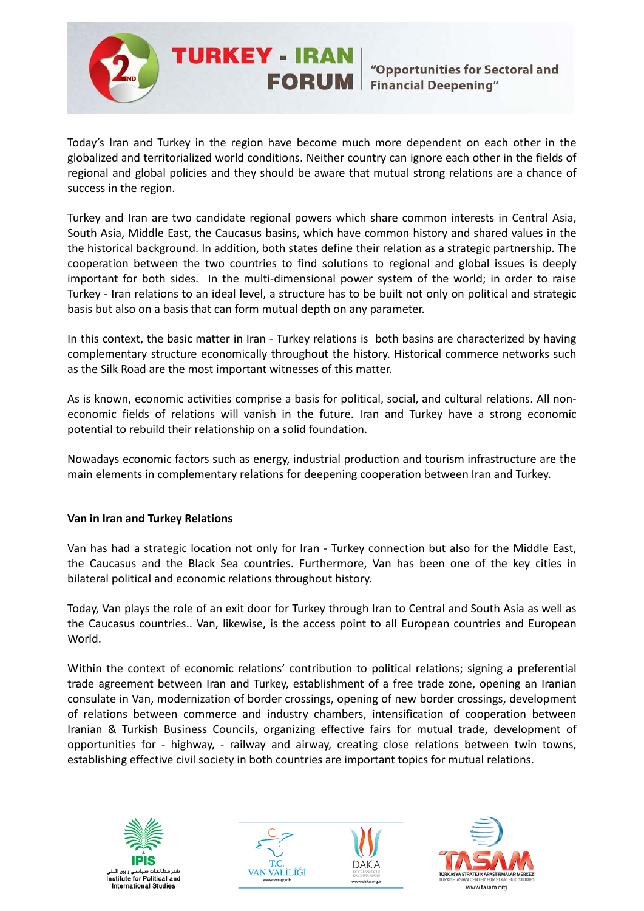Today's Iran and Turkey in the region have become much more dependent on each other in the globalized and territorialized world conditions. Neither country can ignore each other in the fields of regional and global policies and they should be aware that mutual strong relations are a chance of success in the region.

Turkey and Iran are two candidate regional powers which share common interests in Central Asia, South Asia, Middle East, the Caucasus basins, which have common history and shared values in the the historical background. In addition, both states define their relation as a strategic partnership. The cooperation between the two countries to find solutions to regional and global issues is deeply important for both sides. In the multi-dimensional power system of the world; in order to raise Turkey - Iran relations to an ideal level, a structure has to be built not only on political and strategic basis but also on a basis that can form mutual depth on any parameter.

In this context, the basic matter in Iran - Turkey relations is both basins are characterized by having complementary structure economically throughout the history. Historical commerce networks such as the Silk Road are the most important witnesses of this matter.

As is known, economic activities comprise a basis for political, social, and cultural relations. All non-economic fields of relations will vanish in the future. Iran and Turkey have a strong economic potential to rebuild their relationship on a solid foundation.

Nowadays economic factors such as energy, industrial production and tourism infrastructure are the main elements in complementary relations for deepening cooperation between Iran and Turkey.

**Van in Iran and Turkey Relations**

Van has had a strategic location not only for Iran - Turkey connection but also for the Middle East, the Caucasus and the Black Sea countries. Furthermore, Van has been one of the key cities in bilateral political and economic relations throughout history.

Today, Van plays the role of an exit door for Turkey through Iran to Central and South Asia as well as the Caucasus countries.. Van, likewise, is the access point to all European countries and European World.

Within the context of economic relations' contribution to political relations; signing a preferential trade agreement between Iran and Turkey, establishment of a free trade zone, opening an Iranian consulate in Van, modernization of border crossings, opening of new border crossings, development of relations between commerce and industry chambers, intensification of cooperation between Iranian & Turkish Business Councils, organizing effective fairs for mutual trade, development of opportunities for - highway, - railway and airway, creating close relations between twin towns, establishing effective civil society in both countries are important topics for mutual relations.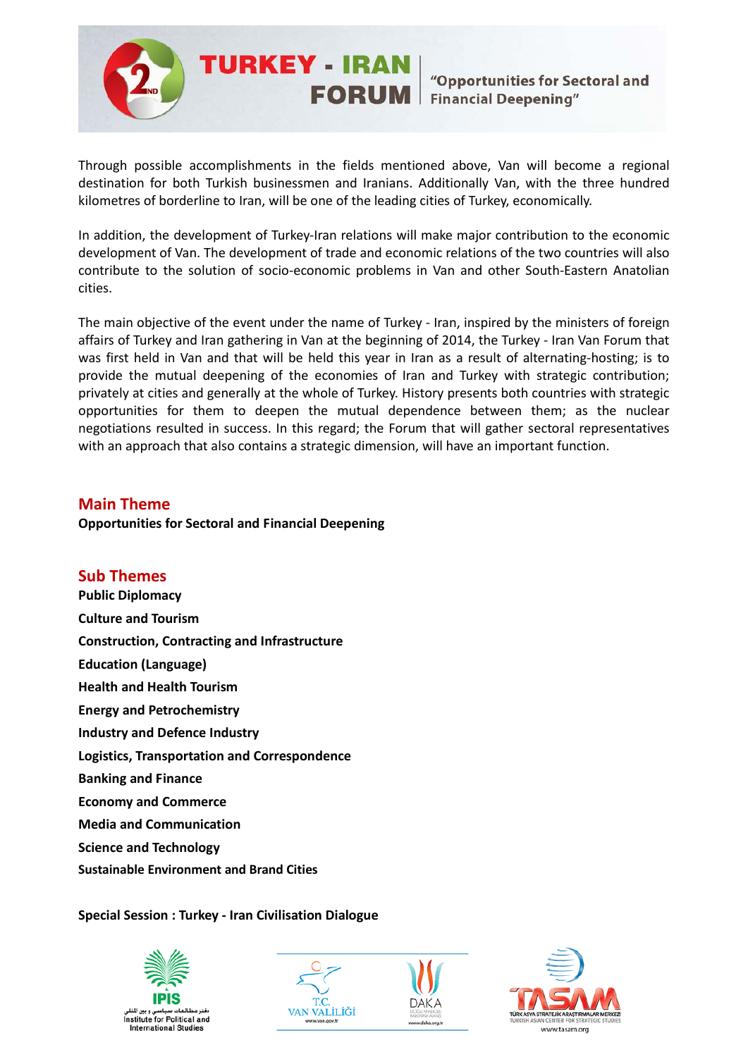Through possible accomplishments in the fields mentioned above, Van will become a regional destination for both Turkish businessmen and Iranians. Additionally Van, with the three hundred kilometres of borderline to Iran, will be one of the leading cities of Turkey, economically.

In addition, the development of Turkey-Iran relations will make major contribution to the economic development of Van. The development of trade and economic relations of the two countries will also contribute to the solution of socio-economic problems in Van and other South-Eastern Anatolian cities.

The main objective of the event under the name of Turkey - Iran, inspired by the ministers of foreign affairs of Turkey and Iran gathering in Van at the beginning of 2014, the Turkey - Iran Van Forum that was first held in Van and that will be held this year in Iran as a result of alternating-hosting; is to provide the mutual deepening of the economies of Iran and Turkey with strategic contribution; privately at cities and generally at the whole of Turkey. History presents both countries with strategic opportunities for them to deepen the mutual dependence between them; as the nuclear negotiations resulted in success. In this regard; the Forum that will gather sectoral representatives with an approach that also contains a strategic dimension, will have an important function.

## Main Theme

**Opportunities for Sectoral and Financial Deepening**

## Sub Themes

**Public Diplomacy**

**Culture and Tourism**

**Construction, Contracting and Infrastructure**

**Education (Language)**

**Health and Health Tourism**

**Energy and Petrochemistry**

**Industry and Defence Industry**

**Logistics, Transportation and Correspondence**

**Banking and Finance**

**Economy and Commerce**

**Media and Communication**

**Science and Technology**

**Sustainable Environment and Brand Cities**

**Special Session : Turkey - Iran Civilisation Dialogue**